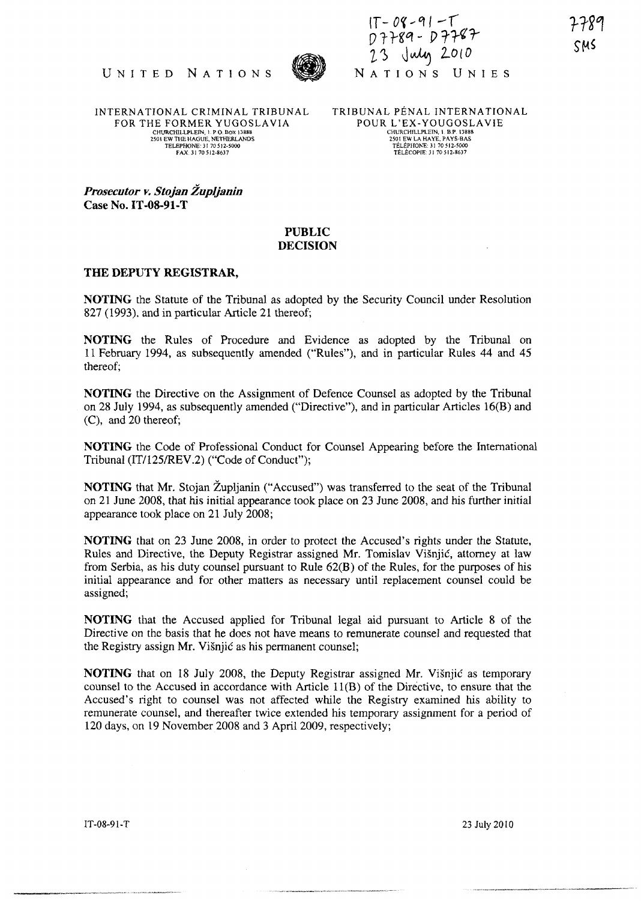IT-08-91-T
D7789 - D7787
23 July 2010

7789
SMS

UNITED NATIONS | NATIONS UNIES

INTERNATIONAL CRIMINAL TRIBUNAL FOR THE FORMER YUGOSLAVIA
CHURCHILLPLEIN, 1. P.O. BOX 13888
2501 EW THE HAGUE, NETHERLANDS
TELEPHONE: 31 70 512-5000
FAX: 31 70 512-8637

TRIBUNAL PÉNAL INTERNATIONAL POUR L'EX-YOUGOSLAVIE
CHURCHILLPLEIN, 1. B.P. 13888
2501 EW LA HAYE, PAYS-BAS
TÉLÉPHONE: 31 70 512-5000
TÉLÉCOPIE: 31 70 512-8637

***Prosecutor v. Stojan Župljanin***
**Case No. IT-08-91-T**

**PUBLIC**
**DECISION**

**THE DEPUTY REGISTRAR,**

**NOTING** the Statute of the Tribunal as adopted by the Security Council under Resolution 827 (1993), and in particular Article 21 thereof;

**NOTING** the Rules of Procedure and Evidence as adopted by the Tribunal on 11 February 1994, as subsequently amended ("Rules"), and in particular Rules 44 and 45 thereof;

**NOTING** the Directive on the Assignment of Defence Counsel as adopted by the Tribunal on 28 July 1994, as subsequently amended ("Directive"), and in particular Articles 16(B) and (C), and 20 thereof;

**NOTING** the Code of Professional Conduct for Counsel Appearing before the International Tribunal (IT/125/REV.2) ("Code of Conduct");

**NOTING** that Mr. Stojan Župljanin ("Accused") was transferred to the seat of the Tribunal on 21 June 2008, that his initial appearance took place on 23 June 2008, and his further initial appearance took place on 21 July 2008;

**NOTING** that on 23 June 2008, in order to protect the Accused's rights under the Statute, Rules and Directive, the Deputy Registrar assigned Mr. Tomislav Višnjić, attorney at law from Serbia, as his duty counsel pursuant to Rule 62(B) of the Rules, for the purposes of his initial appearance and for other matters as necessary until replacement counsel could be assigned;

**NOTING** that the Accused applied for Tribunal legal aid pursuant to Article 8 of the Directive on the basis that he does not have means to remunerate counsel and requested that the Registry assign Mr. Višnjić as his permanent counsel;

**NOTING** that on 18 July 2008, the Deputy Registrar assigned Mr. Višnjić as temporary counsel to the Accused in accordance with Article 11(B) of the Directive, to ensure that the Accused's right to counsel was not affected while the Registry examined his ability to remunerate counsel, and thereafter twice extended his temporary assignment for a period of 120 days, on 19 November 2008 and 3 April 2009, respectively;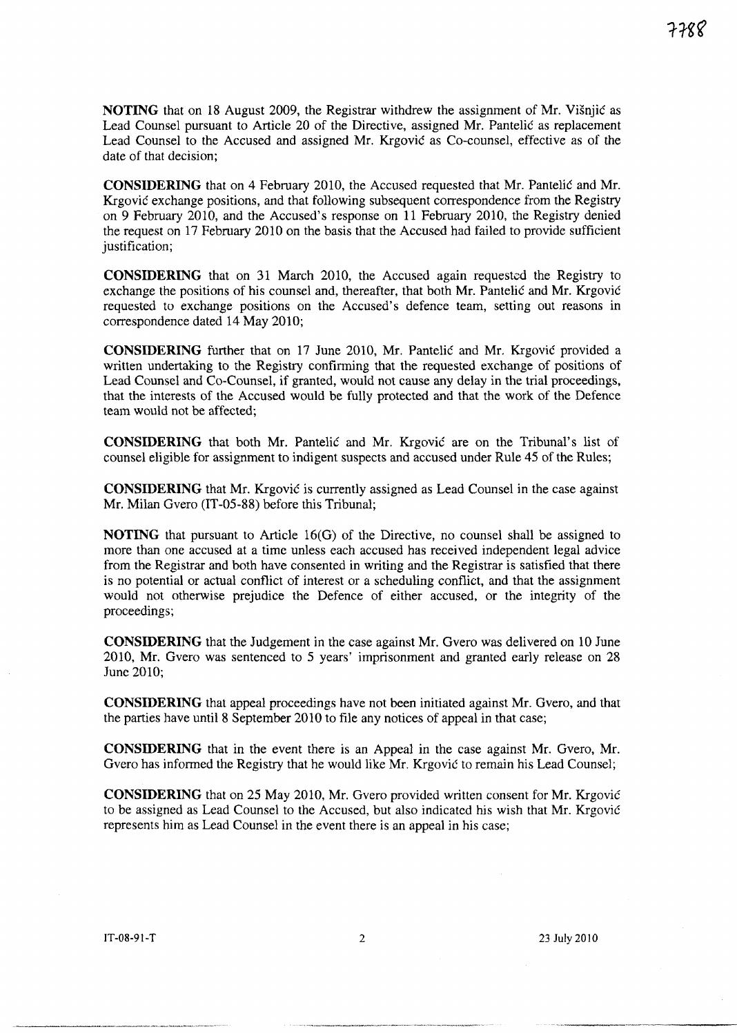**NOTING** that on 18 August 2009, the Registrar withdrew the assignment of Mr. Višnjić as Lead Counsel pursuant to Article 20 of the Directive, assigned Mr. Pantelić as replacement Lead Counsel to the Accused and assigned Mr. Krgović as Co-counsel, effective as of the date of that decision;

**CONSIDERING** that on 4 February 2010, the Accused requested that Mr. Pantelić and Mr. Krgović exchange positions, and that following subsequent correspondence from the Registry on 9 February 2010, and the Accused's response on 11 February 2010, the Registry denied the request on 17 February 2010 on the basis that the Accused had failed to provide sufficient justification;

**CONSIDERING** that on 31 March 2010, the Accused again requested the Registry to exchange the positions of his counsel and, thereafter, that both Mr. Pantelić and Mr. Krgović requested to exchange positions on the Accused's defence team, setting out reasons in correspondence dated 14 May 2010;

**CONSIDERING** further that on 17 June 2010, Mr. Pantelić and Mr. Krgović provided a written undertaking to the Registry confirming that the requested exchange of positions of Lead Counsel and Co-Counsel, if granted, would not cause any delay in the trial proceedings, that the interests of the Accused would be fully protected and that the work of the Defence team would not be affected;

**CONSIDERING** that both Mr. Pantelić and Mr. Krgović are on the Tribunal's list of counsel eligible for assignment to indigent suspects and accused under Rule 45 of the Rules;

**CONSIDERING** that Mr. Krgović is currently assigned as Lead Counsel in the case against Mr. Milan Gvero (IT-05-88) before this Tribunal;

**NOTING** that pursuant to Article 16(G) of the Directive, no counsel shall be assigned to more than one accused at a time unless each accused has received independent legal advice from the Registrar and both have consented in writing and the Registrar is satisfied that there is no potential or actual conflict of interest or a scheduling conflict, and that the assignment would not otherwise prejudice the Defence of either accused, or the integrity of the proceedings;

**CONSIDERING** that the Judgement in the case against Mr. Gvero was delivered on 10 June 2010, Mr. Gvero was sentenced to 5 years' imprisonment and granted early release on 28 June 2010;

**CONSIDERING** that appeal proceedings have not been initiated against Mr. Gvero, and that the parties have until 8 September 2010 to file any notices of appeal in that case;

**CONSIDERING** that in the event there is an Appeal in the case against Mr. Gvero, Mr. Gvero has informed the Registry that he would like Mr. Krgović to remain his Lead Counsel;

**CONSIDERING** that on 25 May 2010, Mr. Gvero provided written consent for Mr. Krgović to be assigned as Lead Counsel to the Accused, but also indicated his wish that Mr. Krgović represents him as Lead Counsel in the event there is an appeal in his case;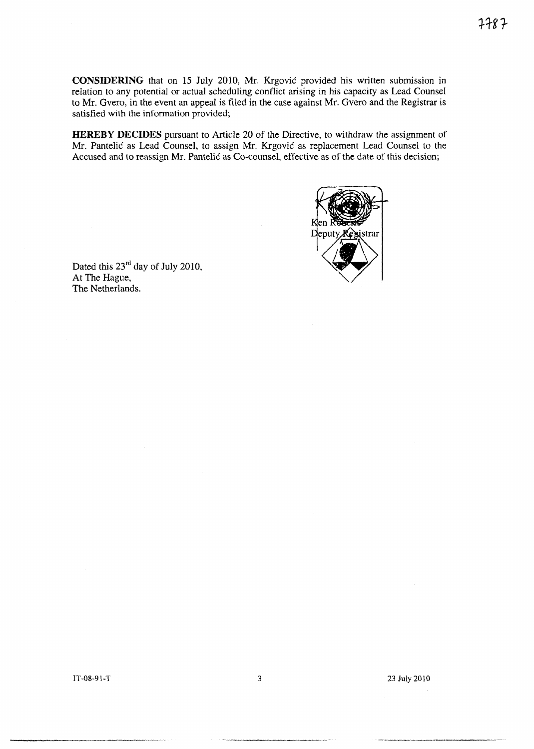**CONSIDERING** that on 15 July 2010, Mr. Krgović provided his written submission in relation to any potential or actual scheduling conflict arising in his capacity as Lead Counsel to Mr. Gvero, in the event an appeal is filed in the case against Mr. Gvero and the Registrar is satisfied with the information provided;

**HEREBY DECIDES** pursuant to Article 20 of the Directive, to withdraw the assignment of Mr. Pantelić as Lead Counsel, to assign Mr. Krgović as replacement Lead Counsel to the Accused and to reassign Mr. Pantelić as Co-counsel, effective as of the date of this decision;

Ken Roberts
Deputy Registrar

Dated this 23rd day of July 2010,
At The Hague,
The Netherlands.